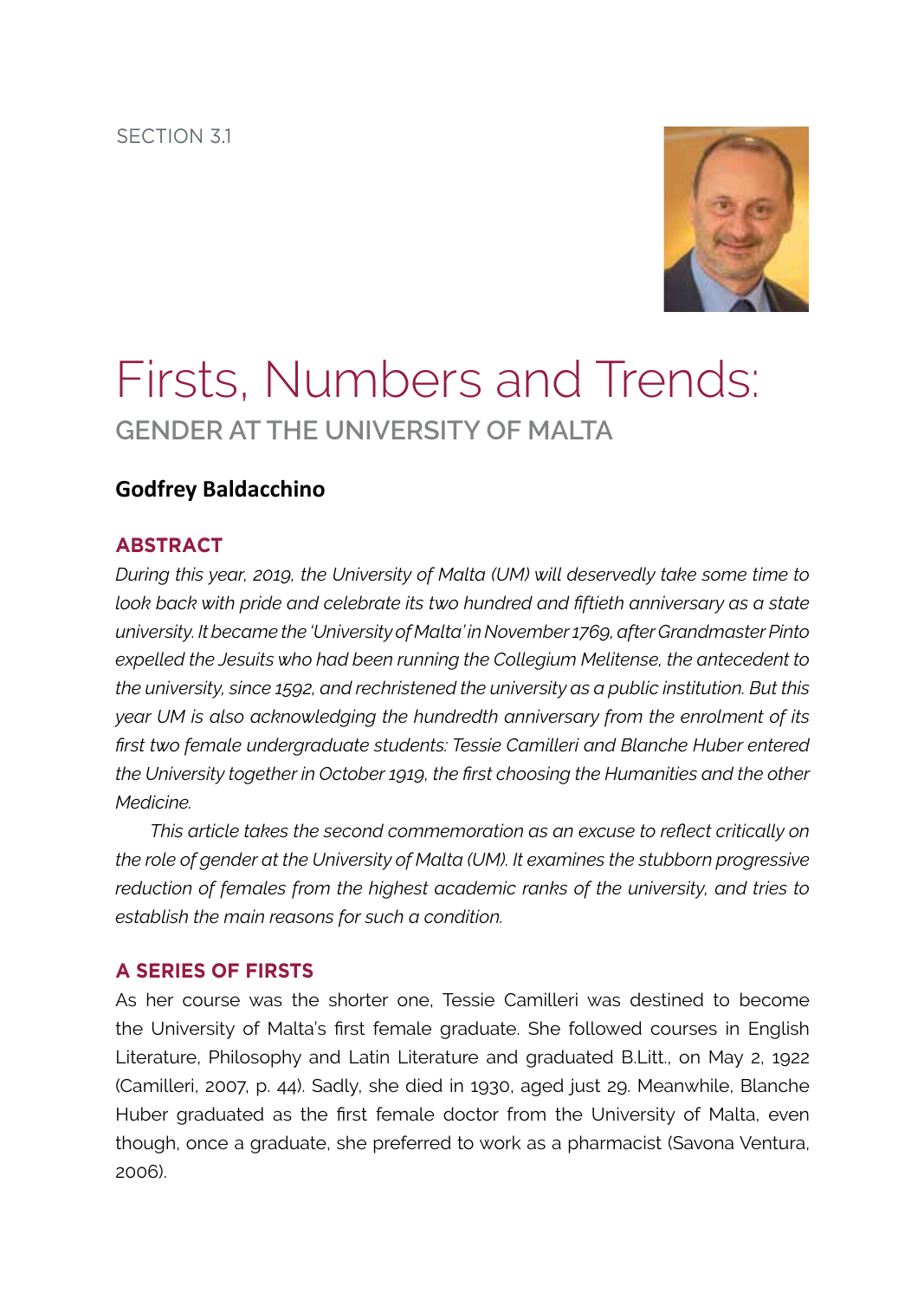SECTION 3.1

# Firsts, Numbers and Trends:

## GENDER AT THE UNIVERSITY OF MALTA

**Godfrey Baldacchino**

### ABSTRACT

*During this year, 2019, the University of Malta (UM) will deservedly take some time to look back with pride and celebrate its two hundred and fiftieth anniversary as a state university. It became the 'University of Malta' in November 1769, after Grandmaster Pinto expelled the Jesuits who had been running the Collegium Melitense, the antecedent to the university, since 1592, and rechristened the university as a public institution. But this year UM is also acknowledging the hundredth anniversary from the enrolment of its first two female undergraduate students: Tessie Camilleri and Blanche Huber entered the University together in October 1919, the first choosing the Humanities and the other Medicine.*

*This article takes the second commemoration as an excuse to reflect critically on the role of gender at the University of Malta (UM). It examines the stubborn progressive reduction of females from the highest academic ranks of the university, and tries to establish the main reasons for such a condition.*

### A SERIES OF FIRSTS

As her course was the shorter one, Tessie Camilleri was destined to become the University of Malta's first female graduate. She followed courses in English Literature, Philosophy and Latin Literature and graduated B.Litt., on May 2, 1922 (Camilleri, 2007, p. 44). Sadly, she died in 1930, aged just 29. Meanwhile, Blanche Huber graduated as the first female doctor from the University of Malta, even though, once a graduate, she preferred to work as a pharmacist (Savona Ventura, 2006).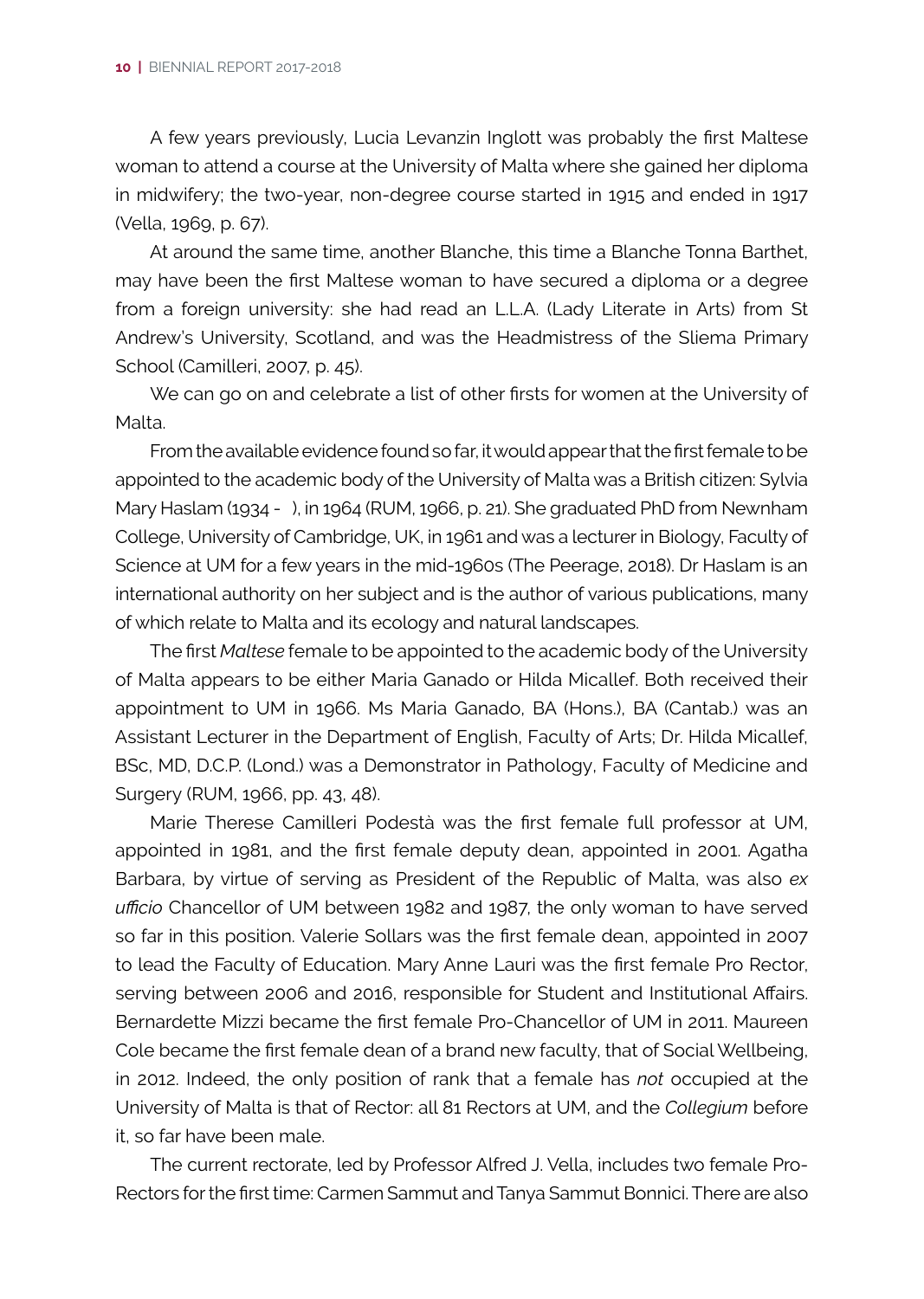A few years previously, Lucia Levanzin Inglott was probably the first Maltese woman to attend a course at the University of Malta where she gained her diploma in midwifery; the two-year, non-degree course started in 1915 and ended in 1917 (Vella, 1969, p. 67).

At around the same time, another Blanche, this time a Blanche Tonna Barthet, may have been the first Maltese woman to have secured a diploma or a degree from a foreign university: she had read an L.L.A. (Lady Literate in Arts) from St Andrew's University, Scotland, and was the Headmistress of the Sliema Primary School (Camilleri, 2007, p. 45).

We can go on and celebrate a list of other firsts for women at the University of Malta.

From the available evidence found so far, it would appear that the first female to be appointed to the academic body of the University of Malta was a British citizen: Sylvia Mary Haslam (1934 - ), in 1964 (RUM, 1966, p. 21). She graduated PhD from Newnham College, University of Cambridge, UK, in 1961 and was a lecturer in Biology, Faculty of Science at UM for a few years in the mid-1960s (The Peerage, 2018). Dr Haslam is an international authority on her subject and is the author of various publications, many of which relate to Malta and its ecology and natural landscapes.

The first *Maltese* female to be appointed to the academic body of the University of Malta appears to be either Maria Ganado or Hilda Micallef. Both received their appointment to UM in 1966. Ms Maria Ganado, BA (Hons.), BA (Cantab.) was an Assistant Lecturer in the Department of English, Faculty of Arts; Dr. Hilda Micallef, BSc, MD, D.C.P. (Lond.) was a Demonstrator in Pathology, Faculty of Medicine and Surgery (RUM, 1966, pp. 43, 48).

Marie Therese Camilleri Podestà was the first female full professor at UM, appointed in 1981, and the first female deputy dean, appointed in 2001. Agatha Barbara, by virtue of serving as President of the Republic of Malta, was also *ex ufficio* Chancellor of UM between 1982 and 1987, the only woman to have served so far in this position. Valerie Sollars was the first female dean, appointed in 2007 to lead the Faculty of Education. Mary Anne Lauri was the first female Pro Rector, serving between 2006 and 2016, responsible for Student and Institutional Affairs. Bernardette Mizzi became the first female Pro-Chancellor of UM in 2011. Maureen Cole became the first female dean of a brand new faculty, that of Social Wellbeing, in 2012. Indeed, the only position of rank that a female has *not* occupied at the University of Malta is that of Rector: all 81 Rectors at UM, and the *Collegium* before it, so far have been male.

The current rectorate, led by Professor Alfred J. Vella, includes two female Pro-Rectors for the first time: Carmen Sammut and Tanya Sammut Bonnici. There are also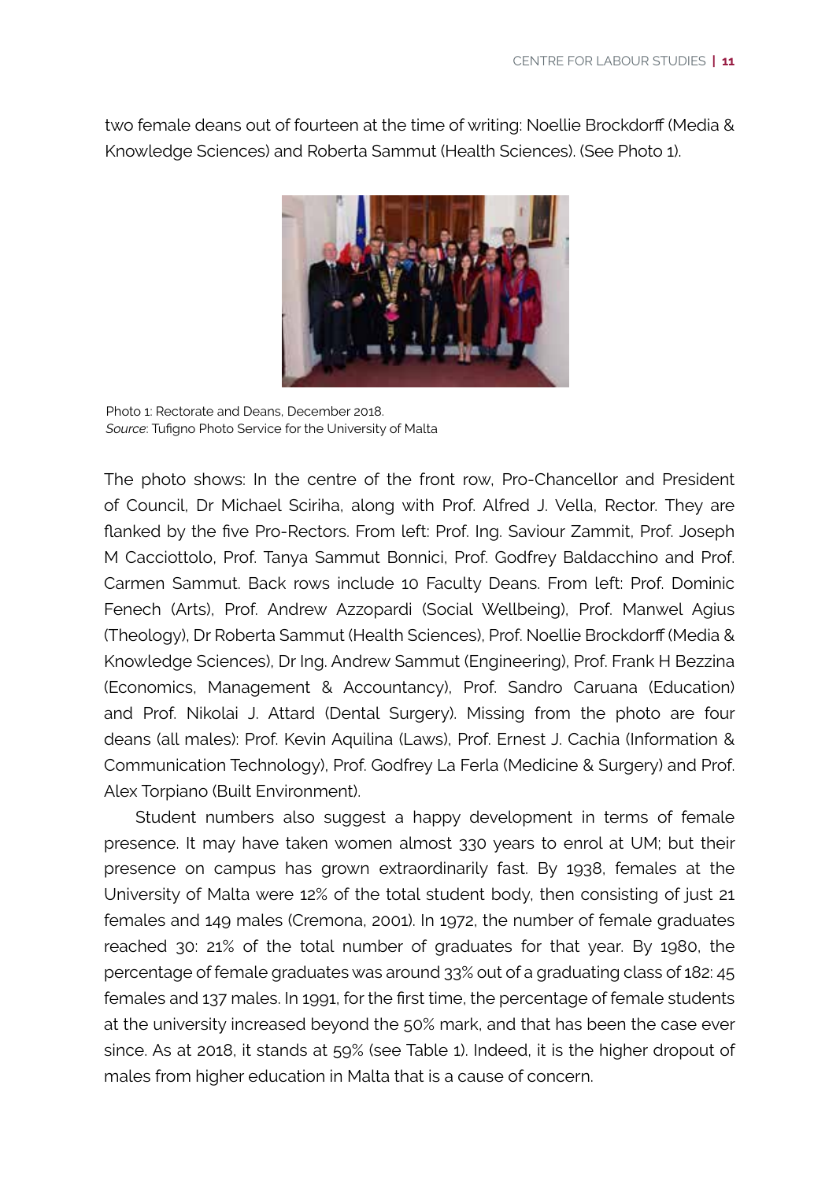two female deans out of fourteen at the time of writing: Noellie Brockdorff (Media & Knowledge Sciences) and Roberta Sammut (Health Sciences). (See Photo 1).

Photo 1: Rectorate and Deans, December 2018.
*Source*: Tufigno Photo Service for the University of Malta

The photo shows: In the centre of the front row, Pro-Chancellor and President of Council, Dr Michael Sciriha, along with Prof. Alfred J. Vella, Rector. They are flanked by the five Pro-Rectors. From left: Prof. Ing. Saviour Zammit, Prof. Joseph M Cacciottolo, Prof. Tanya Sammut Bonnici, Prof. Godfrey Baldacchino and Prof. Carmen Sammut. Back rows include 10 Faculty Deans. From left: Prof. Dominic Fenech (Arts), Prof. Andrew Azzopardi (Social Wellbeing), Prof. Manwel Agius (Theology), Dr Roberta Sammut (Health Sciences), Prof. Noellie Brockdorff (Media & Knowledge Sciences), Dr Ing. Andrew Sammut (Engineering), Prof. Frank H Bezzina (Economics, Management & Accountancy), Prof. Sandro Caruana (Education) and Prof. Nikolai J. Attard (Dental Surgery). Missing from the photo are four deans (all males): Prof. Kevin Aquilina (Laws), Prof. Ernest J. Cachia (Information & Communication Technology), Prof. Godfrey La Ferla (Medicine & Surgery) and Prof. Alex Torpiano (Built Environment).

Student numbers also suggest a happy development in terms of female presence. It may have taken women almost 330 years to enrol at UM; but their presence on campus has grown extraordinarily fast. By 1938, females at the University of Malta were 12% of the total student body, then consisting of just 21 females and 149 males (Cremona, 2001). In 1972, the number of female graduates reached 30: 21% of the total number of graduates for that year. By 1980, the percentage of female graduates was around 33% out of a graduating class of 182: 45 females and 137 males. In 1991, for the first time, the percentage of female students at the university increased beyond the 50% mark, and that has been the case ever since. As at 2018, it stands at 59% (see Table 1). Indeed, it is the higher dropout of males from higher education in Malta that is a cause of concern.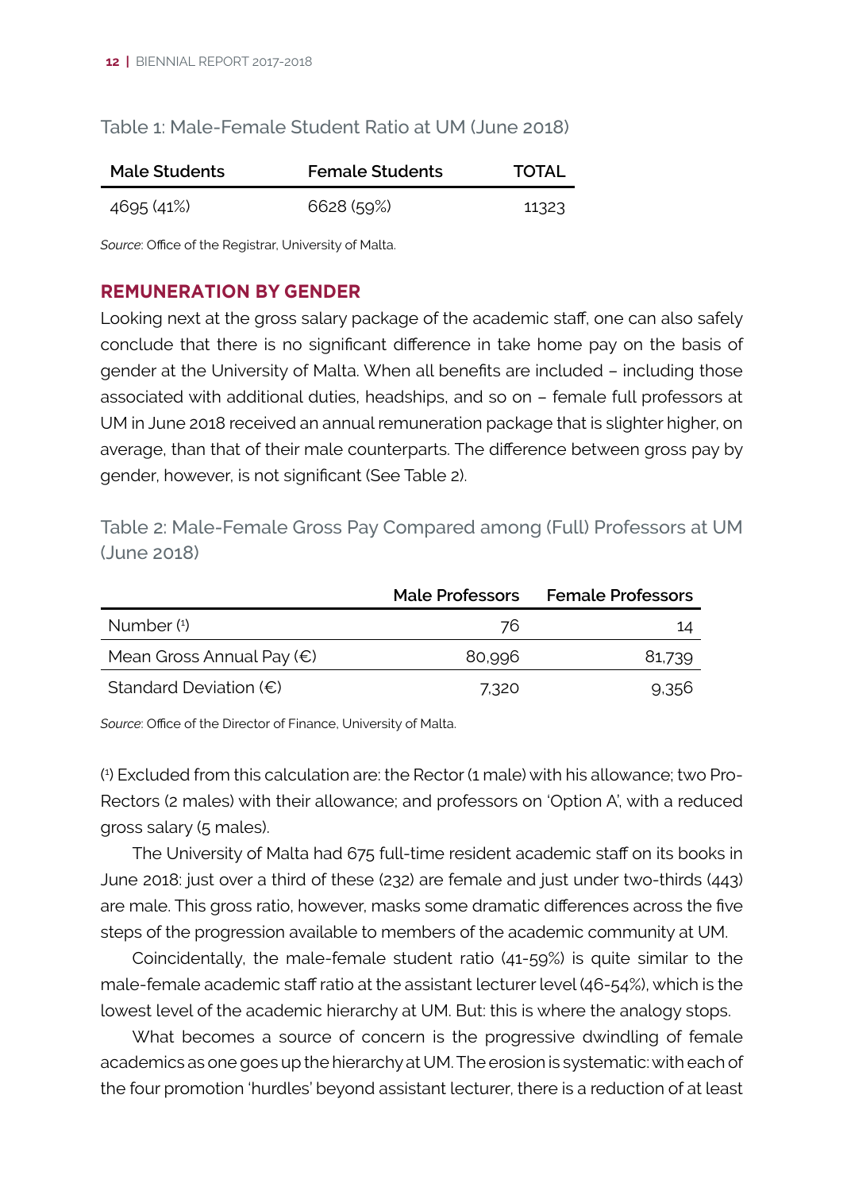Table 1: Male-Female Student Ratio at UM (June 2018)

| Male Students | Female Students | TOTAL |
|---|---|---|
| 4695 (41%) | 6628 (59%) | 11323 |

*Source*: Office of the Registrar, University of Malta.

## REMUNERATION BY GENDER

Looking next at the gross salary package of the academic staff, one can also safely conclude that there is no significant difference in take home pay on the basis of gender at the University of Malta. When all benefits are included – including those associated with additional duties, headships, and so on – female full professors at UM in June 2018 received an annual remuneration package that is slighter higher, on average, than that of their male counterparts. The difference between gross pay by gender, however, is not significant (See Table 2).

Table 2: Male-Female Gross Pay Compared among (Full) Professors at UM (June 2018)

| | Male Professors | Female Professors |
|---|---|---|
| Number [1] | 76 | 14 |
| Mean Gross Annual Pay (€) | 80,996 | 81,739 |
| Standard Deviation (€) | 7,320 | 9,356 |

*Source*: Office of the Director of Finance, University of Malta.

[1] Excluded from this calculation are: the Rector (1 male) with his allowance; two Pro-Rectors (2 males) with their allowance; and professors on 'Option A', with a reduced gross salary (5 males).

The University of Malta had 675 full-time resident academic staff on its books in June 2018: just over a third of these (232) are female and just under two-thirds (443) are male. This gross ratio, however, masks some dramatic differences across the five steps of the progression available to members of the academic community at UM.

Coincidentally, the male-female student ratio (41-59%) is quite similar to the male-female academic staff ratio at the assistant lecturer level (46-54%), which is the lowest level of the academic hierarchy at UM. But: this is where the analogy stops.

What becomes a source of concern is the progressive dwindling of female academics as one goes up the hierarchy at UM. The erosion is systematic: with each of the four promotion 'hurdles' beyond assistant lecturer, there is a reduction of at least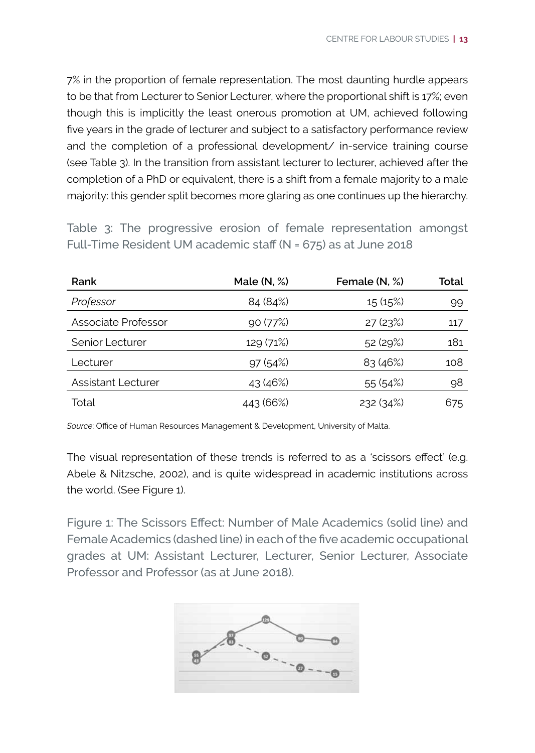7% in the proportion of female representation. The most daunting hurdle appears to be that from Lecturer to Senior Lecturer, where the proportional shift is 17%; even though this is implicitly the least onerous promotion at UM, achieved following five years in the grade of lecturer and subject to a satisfactory performance review and the completion of a professional development/ in-service training course (see Table 3). In the transition from assistant lecturer to lecturer, achieved after the completion of a PhD or equivalent, there is a shift from a female majority to a male majority: this gender split becomes more glaring as one continues up the hierarchy.

Table 3: The progressive erosion of female representation amongst Full-Time Resident UM academic staff (N = 675) as at June 2018

| Rank | Male (N, %) | Female (N, %) | Total |
|---|---|---|---|
| *Professor* | 84 (84%) | 15 (15%) | 99 |
| Associate Professor | 90 (77%) | 27 (23%) | 117 |
| Senior Lecturer | 129 (71%) | 52 (29%) | 181 |
| Lecturer | 97 (54%) | 83 (46%) | 108 |
| Assistant Lecturer | 43 (46%) | 55 (54%) | 98 |
| Total | 443 (66%) | 232 (34%) | 675 |

*Source*: Office of Human Resources Management & Development, University of Malta.

The visual representation of these trends is referred to as a 'scissors effect' (e.g. Abele & Nitzsche, 2002), and is quite widespread in academic institutions across the world. (See Figure 1).

Figure 1: The Scissors Effect: Number of Male Academics (solid line) and Female Academics (dashed line) in each of the five academic occupational grades at UM: Assistant Lecturer, Lecturer, Senior Lecturer, Associate Professor and Professor (as at June 2018).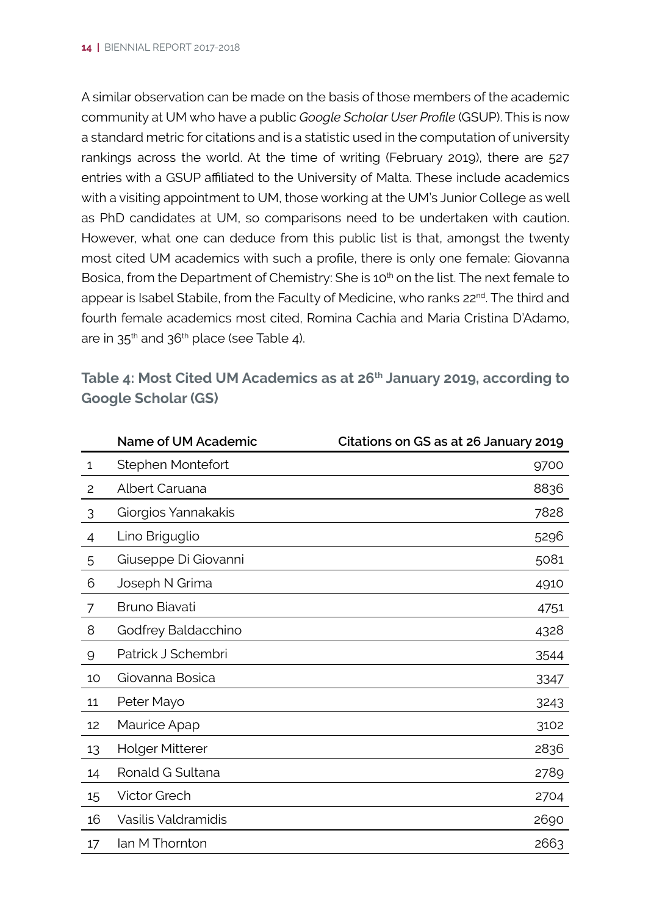A similar observation can be made on the basis of those members of the academic community at UM who have a public *Google Scholar User Profile* (GSUP). This is now a standard metric for citations and is a statistic used in the computation of university rankings across the world. At the time of writing (February 2019), there are 527 entries with a GSUP affiliated to the University of Malta. These include academics with a visiting appointment to UM, those working at the UM's Junior College as well as PhD candidates at UM, so comparisons need to be undertaken with caution. However, what one can deduce from this public list is that, amongst the twenty most cited UM academics with such a profile, there is only one female: Giovanna Bosica, from the Department of Chemistry: She is 10th on the list. The next female to appear is Isabel Stabile, from the Faculty of Medicine, who ranks 22nd. The third and fourth female academics most cited, Romina Cachia and Maria Cristina D'Adamo, are in 35th and 36th place (see Table 4).

### Table 4: Most Cited UM Academics as at 26th January 2019, according to Google Scholar (GS)

| | Name of UM Academic | Citations on GS as at 26 January 2019 |
|---|---|---|
| 1 | Stephen Montefort | 9700 |
| 2 | Albert Caruana | 8836 |
| 3 | Giorgios Yannakakis | 7828 |
| 4 | Lino Briguglio | 5296 |
| 5 | Giuseppe Di Giovanni | 5081 |
| 6 | Joseph N Grima | 4910 |
| 7 | Bruno Biavati | 4751 |
| 8 | Godfrey Baldacchino | 4328 |
| 9 | Patrick J Schembri | 3544 |
| 10 | Giovanna Bosica | 3347 |
| 11 | Peter Mayo | 3243 |
| 12 | Maurice Apap | 3102 |
| 13 | Holger Mitterer | 2836 |
| 14 | Ronald G Sultana | 2789 |
| 15 | Victor Grech | 2704 |
| 16 | Vasilis Valdramidis | 2690 |
| 17 | Ian M Thornton | 2663 |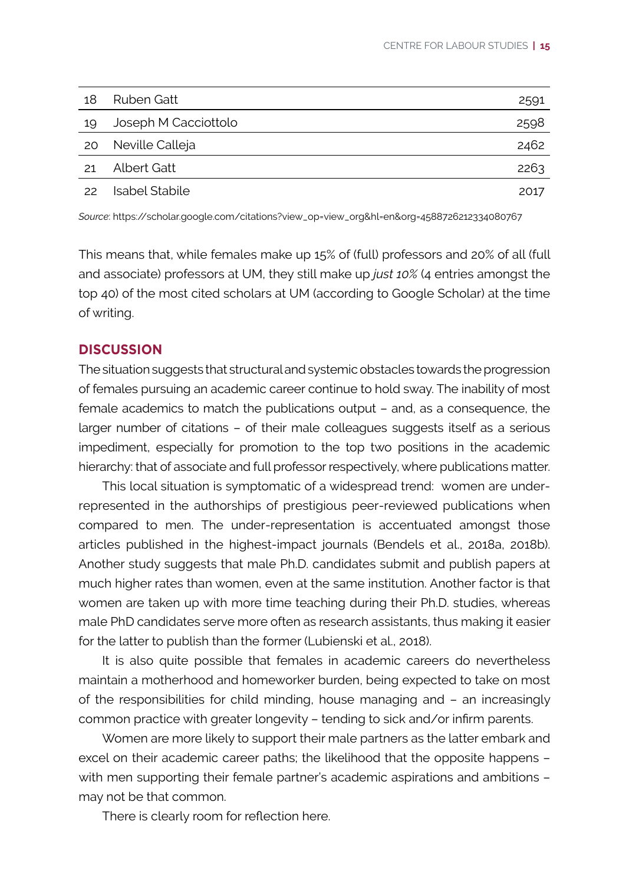| 18 | Ruben Gatt | 2591 |
|---|---|---|
| 19 | Joseph M Cacciottolo | 2598 |
| 20 | Neville Calleja | 2462 |
| 21 | Albert Gatt | 2263 |
| 22 | Isabel Stabile | 2017 |

*Source*: https://scholar.google.com/citations?view_op=view_org&hl=en&org=4588726212334080767

This means that, while females make up 15% of (full) professors and 20% of all (full and associate) professors at UM, they still make up *just 10%* (4 entries amongst the top 40) of the most cited scholars at UM (according to Google Scholar) at the time of writing.

## DISCUSSION

The situation suggests that structural and systemic obstacles towards the progression of females pursuing an academic career continue to hold sway. The inability of most female academics to match the publications output – and, as a consequence, the larger number of citations – of their male colleagues suggests itself as a serious impediment, especially for promotion to the top two positions in the academic hierarchy: that of associate and full professor respectively, where publications matter.

This local situation is symptomatic of a widespread trend: women are under-represented in the authorships of prestigious peer-reviewed publications when compared to men. The under-representation is accentuated amongst those articles published in the highest-impact journals (Bendels et al., 2018a, 2018b). Another study suggests that male Ph.D. candidates submit and publish papers at much higher rates than women, even at the same institution. Another factor is that women are taken up with more time teaching during their Ph.D. studies, whereas male PhD candidates serve more often as research assistants, thus making it easier for the latter to publish than the former (Lubienski et al., 2018).

It is also quite possible that females in academic careers do nevertheless maintain a motherhood and homeworker burden, being expected to take on most of the responsibilities for child minding, house managing and – an increasingly common practice with greater longevity – tending to sick and/or infirm parents.

Women are more likely to support their male partners as the latter embark and excel on their academic career paths; the likelihood that the opposite happens – with men supporting their female partner's academic aspirations and ambitions – may not be that common.

There is clearly room for reflection here.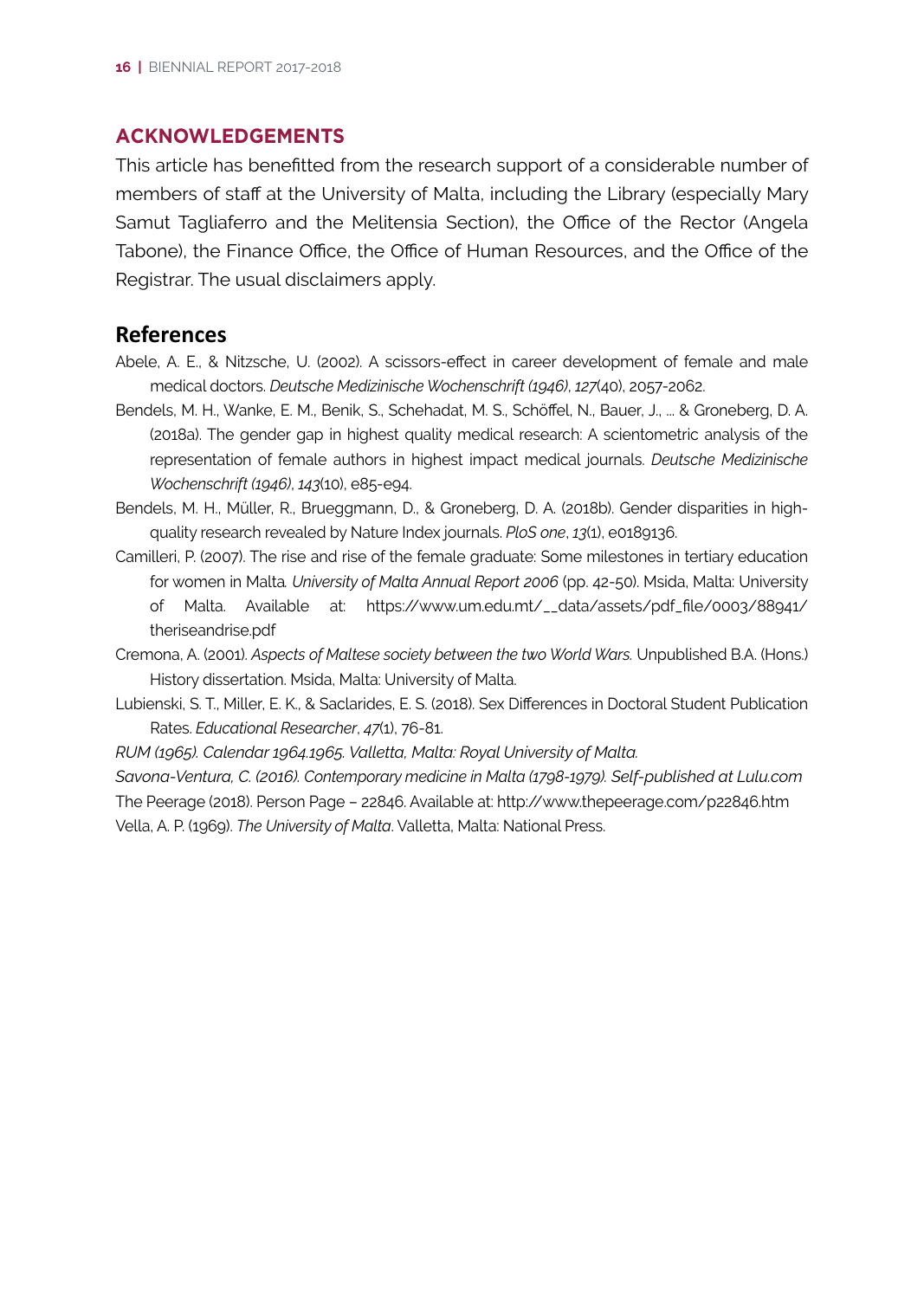## ACKNOWLEDGEMENTS

This article has benefitted from the research support of a considerable number of members of staff at the University of Malta, including the Library (especially Mary Samut Tagliaferro and the Melitensia Section), the Office of the Rector (Angela Tabone), the Finance Office, the Office of Human Resources, and the Office of the Registrar. The usual disclaimers apply.

## References

Abele, A. E., & Nitzsche, U. (2002). A scissors-effect in career development of female and male medical doctors. *Deutsche Medizinische Wochenschrift (1946)*, *127*(40), 2057-2062.

Bendels, M. H., Wanke, E. M., Benik, S., Schehadat, M. S., Schöffel, N., Bauer, J., ... & Groneberg, D. A. (2018a). The gender gap in highest quality medical research: A scientometric analysis of the representation of female authors in highest impact medical journals. *Deutsche Medizinische Wochenschrift (1946)*, *143*(10), e85-e94.

Bendels, M. H., Müller, R., Brueggmann, D., & Groneberg, D. A. (2018b). Gender disparities in high-quality research revealed by Nature Index journals. *PloS one*, *13*(1), e0189136.

Camilleri, P. (2007). The rise and rise of the female graduate: Some milestones in tertiary education for women in Malta*. University of Malta Annual Report 2006* (pp. 42-50). Msida, Malta: University of Malta. Available at: https://www.um.edu.mt/__data/assets/pdf_file/0003/88941/theriseandrise.pdf

Cremona, A. (2001). *Aspects of Maltese society between the two World Wars.* Unpublished B.A. (Hons.) History dissertation. Msida, Malta: University of Malta.

Lubienski, S. T., Miller, E. K., & Saclarides, E. S. (2018). Sex Differences in Doctoral Student Publication Rates. *Educational Researcher*, *47*(1), 76-81.

*RUM (1965). Calendar 1964.1965. Valletta, Malta: Royal University of Malta.*

*Savona-Ventura, C. (2016). Contemporary medicine in Malta (1798-1979). Self-published at Lulu.com*

The Peerage (2018). Person Page – 22846. Available at: http://www.thepeerage.com/p22846.htm

Vella, A. P. (1969). *The University of Malta*. Valletta, Malta: National Press.